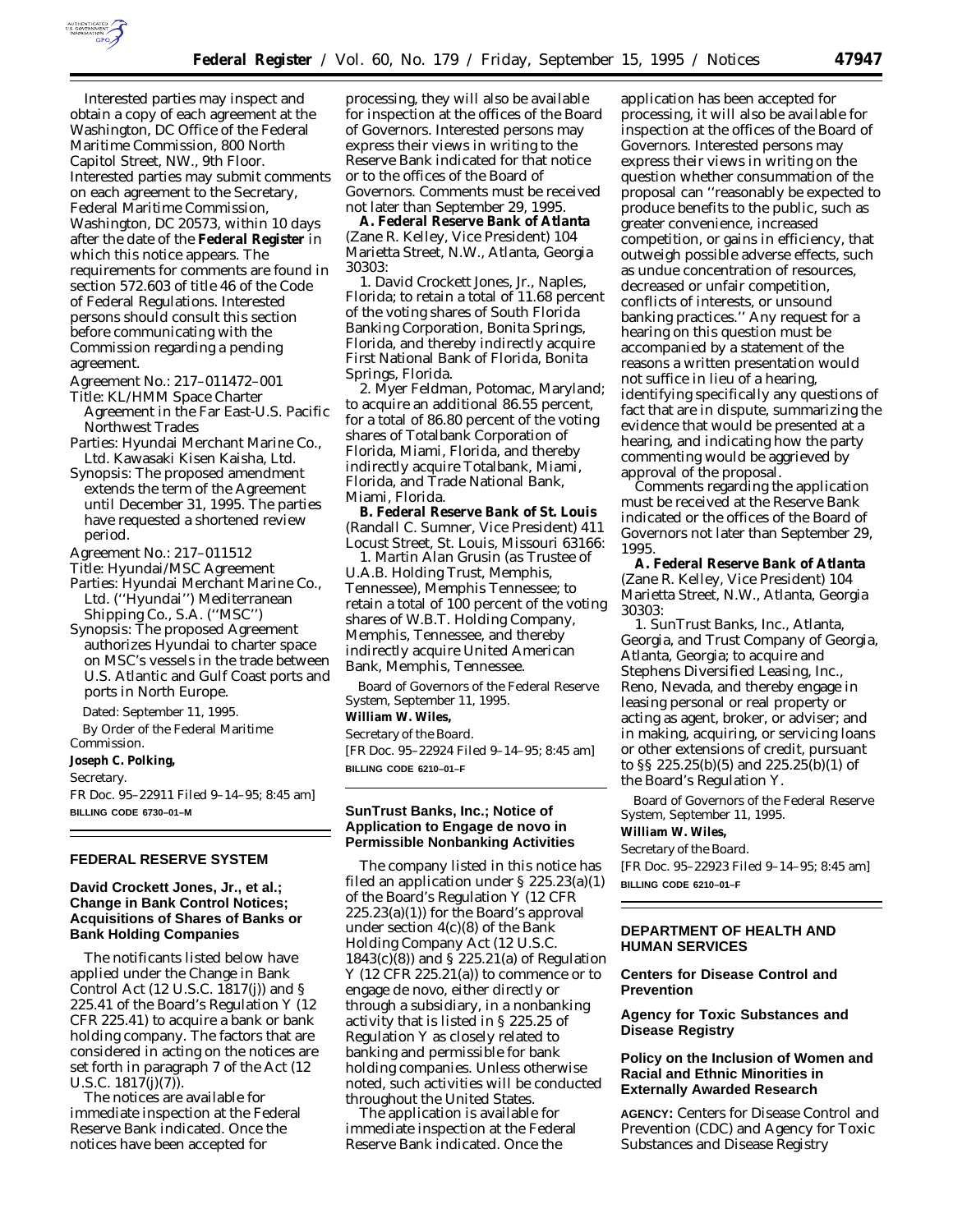Interested parties may inspect and obtain a copy of each agreement at the Washington, DC Office of the Federal Maritime Commission, 800 North Capitol Street, NW., 9th Floor. Interested parties may submit comments on each agreement to the Secretary, Federal Maritime Commission, Washington, DC 20573, within 10 days after the date of the **Federal Register** in which this notice appears. The requirements for comments are found in section 572.603 of title 46 of the Code of Federal Regulations. Interested persons should consult this section before communicating with the Commission regarding a pending agreement.

Agreement No.: 217–011472–001

Title: KL/HMM Space Charter Agreement in the Far East-U.S. Pacific Northwest Trades

Parties: Hyundai Merchant Marine Co., Ltd. Kawasaki Kisen Kaisha, Ltd.

Synopsis: The proposed amendment extends the term of the Agreement until December 31, 1995. The parties have requested a shortened review period.

Agreement No.: 217–011512

Title: Hyundai/MSC Agreement

Parties: Hyundai Merchant Marine Co., Ltd. (''Hyundai'') Mediterranean Shipping Co., S.A. (''MSC'')

Synopsis: The proposed Agreement authorizes Hyundai to charter space on MSC's vessels in the trade between U.S. Atlantic and Gulf Coast ports and ports in North Europe.

Dated: September 11, 1995.

By Order of the Federal Maritime Commission.

**Joseph C. Polking,**

*Secretary.*

FR Doc. 95–22911 Filed 9–14–95; 8:45 am]

**BILLING CODE 6730–01–M**

## FEDERAL RESERVE SYSTEM

### David Crockett Jones, Jr., et al.; Change in Bank Control Notices; Acquisitions of Shares of Banks or Bank Holding Companies

The notificants listed below have applied under the Change in Bank Control Act (12 U.S.C. 1817(j)) and § 225.41 of the Board's Regulation Y (12 CFR 225.41) to acquire a bank or bank holding company. The factors that are considered in acting on the notices are set forth in paragraph 7 of the Act (12 U.S.C. 1817(j)(7)).

The notices are available for immediate inspection at the Federal Reserve Bank indicated. Once the notices have been accepted for processing, they will also be available for inspection at the offices of the Board of Governors. Interested persons may express their views in writing to the Reserve Bank indicated for that notice or to the offices of the Board of Governors. Comments must be received not later than September 29, 1995.

**A. Federal Reserve Bank of Atlanta** (Zane R. Kelley, Vice President) 104 Marietta Street, N.W., Atlanta, Georgia 30303:

1. David Crockett Jones, Jr., Naples, Florida; to retain a total of 11.68 percent of the voting shares of South Florida Banking Corporation, Bonita Springs, Florida, and thereby indirectly acquire First National Bank of Florida, Bonita Springs, Florida.

2. Myer Feldman, Potomac, Maryland; to acquire an additional 86.55 percent, for a total of 86.80 percent of the voting shares of Totalbank Corporation of Florida, Miami, Florida, and thereby indirectly acquire Totalbank, Miami, Florida, and Trade National Bank, Miami, Florida.

**B. Federal Reserve Bank of St. Louis** (Randall C. Sumner, Vice President) 411 Locust Street, St. Louis, Missouri 63166:

1. Martin Alan Grusin (as Trustee of U.A.B. Holding Trust, Memphis, Tennessee), Memphis Tennessee; to retain a total of 100 percent of the voting shares of W.B.T. Holding Company, Memphis, Tennessee, and thereby indirectly acquire United American Bank, Memphis, Tennessee.

Board of Governors of the Federal Reserve System, September 11, 1995.

**William W. Wiles,**

*Secretary of the Board.*

[FR Doc. 95–22924 Filed 9–14–95; 8:45 am]

**BILLING CODE 6210–01–F**

### SunTrust Banks, Inc.; Notice of Application to Engage de novo in Permissible Nonbanking Activities

The company listed in this notice has filed an application under § 225.23(a)(1) of the Board's Regulation Y (12 CFR 225.23(a)(1)) for the Board's approval under section 4(c)(8) of the Bank Holding Company Act (12 U.S.C. 1843(c)(8)) and § 225.21(a) of Regulation Y (12 CFR 225.21(a)) to commence or to engage de novo, either directly or through a subsidiary, in a nonbanking activity that is listed in § 225.25 of Regulation Y as closely related to banking and permissible for bank holding companies. Unless otherwise noted, such activities will be conducted throughout the United States.

The application is available for immediate inspection at the Federal Reserve Bank indicated. Once the application has been accepted for processing, it will also be available for inspection at the offices of the Board of Governors. Interested persons may express their views in writing on the question whether consummation of the proposal can ''reasonably be expected to produce benefits to the public, such as greater convenience, increased competition, or gains in efficiency, that outweigh possible adverse effects, such as undue concentration of resources, decreased or unfair competition, conflicts of interests, or unsound banking practices.'' Any request for a hearing on this question must be accompanied by a statement of the reasons a written presentation would not suffice in lieu of a hearing, identifying specifically any questions of fact that are in dispute, summarizing the evidence that would be presented at a hearing, and indicating how the party commenting would be aggrieved by approval of the proposal.

Comments regarding the application must be received at the Reserve Bank indicated or the offices of the Board of Governors not later than September 29, 1995.

**A. Federal Reserve Bank of Atlanta** (Zane R. Kelley, Vice President) 104 Marietta Street, N.W., Atlanta, Georgia 30303:

1. SunTrust Banks, Inc., Atlanta, Georgia, and Trust Company of Georgia, Atlanta, Georgia; to acquire and Stephens Diversified Leasing, Inc., Reno, Nevada, and thereby engage in leasing personal or real property or acting as agent, broker, or adviser; and in making, acquiring, or servicing loans or other extensions of credit, pursuant to §§ 225.25(b)(5) and 225.25(b)(1) of the Board's Regulation Y.

Board of Governors of the Federal Reserve System, September 11, 1995.

**William W. Wiles,**

*Secretary of the Board.*

[FR Doc. 95–22923 Filed 9–14–95; 8:45 am]

**BILLING CODE 6210–01–F**

## DEPARTMENT OF HEALTH AND HUMAN SERVICES

### Centers for Disease Control and Prevention

### Agency for Toxic Substances and Disease Registry

### Policy on the Inclusion of Women and Racial and Ethnic Minorities in Externally Awarded Research

**AGENCY:** Centers for Disease Control and Prevention (CDC) and Agency for Toxic Substances and Disease Registry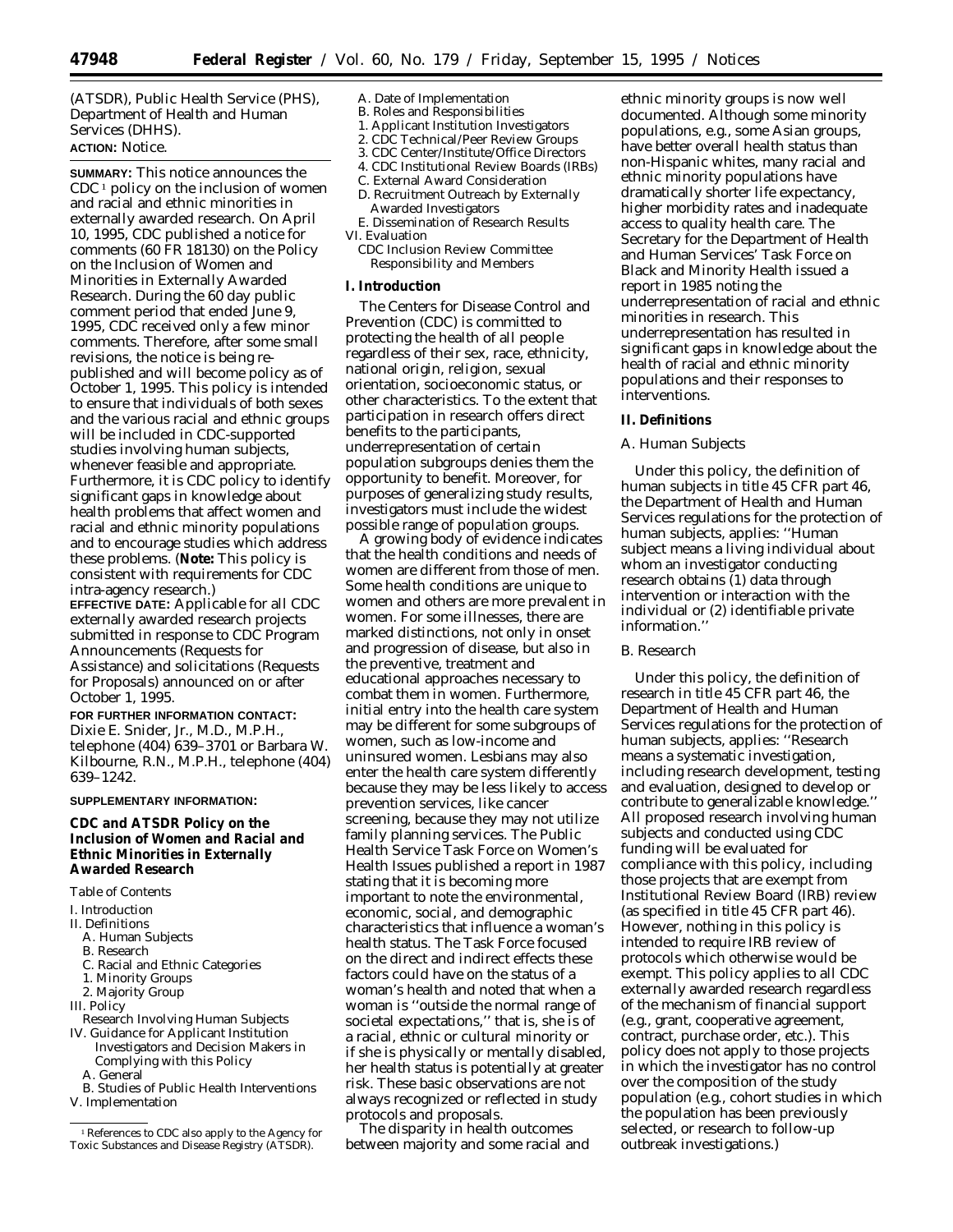(ATSDR), Public Health Service (PHS), Department of Health and Human Services (DHHS).

**ACTION:** Notice.

**SUMMARY:** This notice announces the CDC[1] policy on the inclusion of women and racial and ethnic minorities in externally awarded research. On April 10, 1995, CDC published a notice for comments (60 FR 18130) on the Policy on the Inclusion of Women and Minorities in Externally Awarded Research. During the 60 day public comment period that ended June 9, 1995, CDC received only a few minor comments. Therefore, after some small revisions, the notice is being re-published and will become policy as of October 1, 1995. This policy is intended to ensure that individuals of both sexes and the various racial and ethnic groups will be included in CDC-supported studies involving human subjects, whenever feasible and appropriate. Furthermore, it is CDC policy to identify significant gaps in knowledge about health problems that affect women and racial and ethnic minority populations and to encourage studies which address these problems. (**Note:** This policy is consistent with requirements for CDC intra-agency research.)

**EFFECTIVE DATE:** Applicable for all CDC externally awarded research projects submitted in response to CDC Program Announcements (Requests for Assistance) and solicitations (Requests for Proposals) announced on or after October 1, 1995.

**FOR FURTHER INFORMATION CONTACT:** Dixie E. Snider, Jr., M.D., M.P.H., telephone (404) 639–3701 or Barbara W. Kilbourne, R.N., M.P.H., telephone (404) 639–1242.

**SUPPLEMENTARY INFORMATION:**

## CDC and ATSDR Policy on the Inclusion of Women and Racial and Ethnic Minorities in Externally Awarded Research

Table of Contents

I. Introduction
II. Definitions
- A. Human Subjects
- B. Research
- C. Racial and Ethnic Categories
  - 1. Minority Groups
  - 2. Majority Group

III. Policy
- Research Involving Human Subjects

IV. Guidance for Applicant Institution Investigators and Decision Makers in Complying with this Policy
- A. General
- B. Studies of Public Health Interventions

V. Implementation
- A. Date of Implementation
- B. Roles and Responsibilities
  - 1. Applicant Institution Investigators
  - 2. CDC Technical/Peer Review Groups
  - 3. CDC Center/Institute/Office Directors
  - 4. CDC Institutional Review Boards (IRBs)
- C. External Award Consideration
- D. Recruitment Outreach by Externally Awarded Investigators
- E. Dissemination of Research Results

VI. Evaluation
- CDC Inclusion Review Committee Responsibility and Members

[1] References to CDC also apply to the Agency for Toxic Substances and Disease Registry (ATSDR).

### I. Introduction

The Centers for Disease Control and Prevention (CDC) is committed to protecting the health of all people regardless of their sex, race, ethnicity, national origin, religion, sexual orientation, socioeconomic status, or other characteristics. To the extent that participation in research offers direct benefits to the participants, underrepresentation of certain population subgroups denies them the opportunity to benefit. Moreover, for purposes of generalizing study results, investigators must include the widest possible range of population groups.

A growing body of evidence indicates that the health conditions and needs of women are different from those of men. Some health conditions are unique to women and others are more prevalent in women. For some illnesses, there are marked distinctions, not only in onset and progression of disease, but also in the preventive, treatment and educational approaches necessary to combat them in women. Furthermore, initial entry into the health care system may be different for some subgroups of women, such as low-income and uninsured women. Lesbians may also enter the health care system differently because they may be less likely to access prevention services, like cancer screening, because they may not utilize family planning services. The Public Health Service Task Force on Women's Health Issues published a report in 1987 stating that it is becoming more important to note the environmental, economic, social, and demographic characteristics that influence a woman's health status. The Task Force focused on the direct and indirect effects these factors could have on the status of a woman's health and noted that when a woman is ''outside the normal range of societal expectations,'' that is, she is of a racial, ethnic or cultural minority or if she is physically or mentally disabled, her health status is potentially at greater risk. These basic observations are not always recognized or reflected in study protocols and proposals.

The disparity in health outcomes between majority and some racial and ethnic minority groups is now well documented. Although some minority populations, e.g., some Asian groups, have better overall health status than non-Hispanic whites, many racial and ethnic minority populations have dramatically shorter life expectancy, higher morbidity rates and inadequate access to quality health care. The Secretary for the Department of Health and Human Services' Task Force on Black and Minority Health issued a report in 1985 noting the underrepresentation of racial and ethnic minorities in research. This underrepresentation has resulted in significant gaps in knowledge about the health of racial and ethnic minority populations and their responses to interventions.

### II. Definitions

*A. Human Subjects*

Under this policy, the definition of human subjects in title 45 CFR part 46, the Department of Health and Human Services regulations for the protection of human subjects, applies: ''Human subject means a living individual about whom an investigator conducting research obtains (1) data through intervention or interaction with the individual or (2) identifiable private information.''

*B. Research*

Under this policy, the definition of research in title 45 CFR part 46, the Department of Health and Human Services regulations for the protection of human subjects, applies: ''Research means a systematic investigation, including research development, testing and evaluation, designed to develop or contribute to generalizable knowledge.'' All proposed research involving human subjects and conducted using CDC funding will be evaluated for compliance with this policy, including those projects that are exempt from Institutional Review Board (IRB) review (as specified in title 45 CFR part 46). However, nothing in this policy is intended to require IRB review of protocols which otherwise would be exempt. This policy applies to all CDC externally awarded research regardless of the mechanism of financial support (e.g., grant, cooperative agreement, contract, purchase order, etc.). This policy does not apply to those projects in which the investigator has no control over the composition of the study population (e.g., cohort studies in which the population has been previously selected, or research to follow-up outbreak investigations.)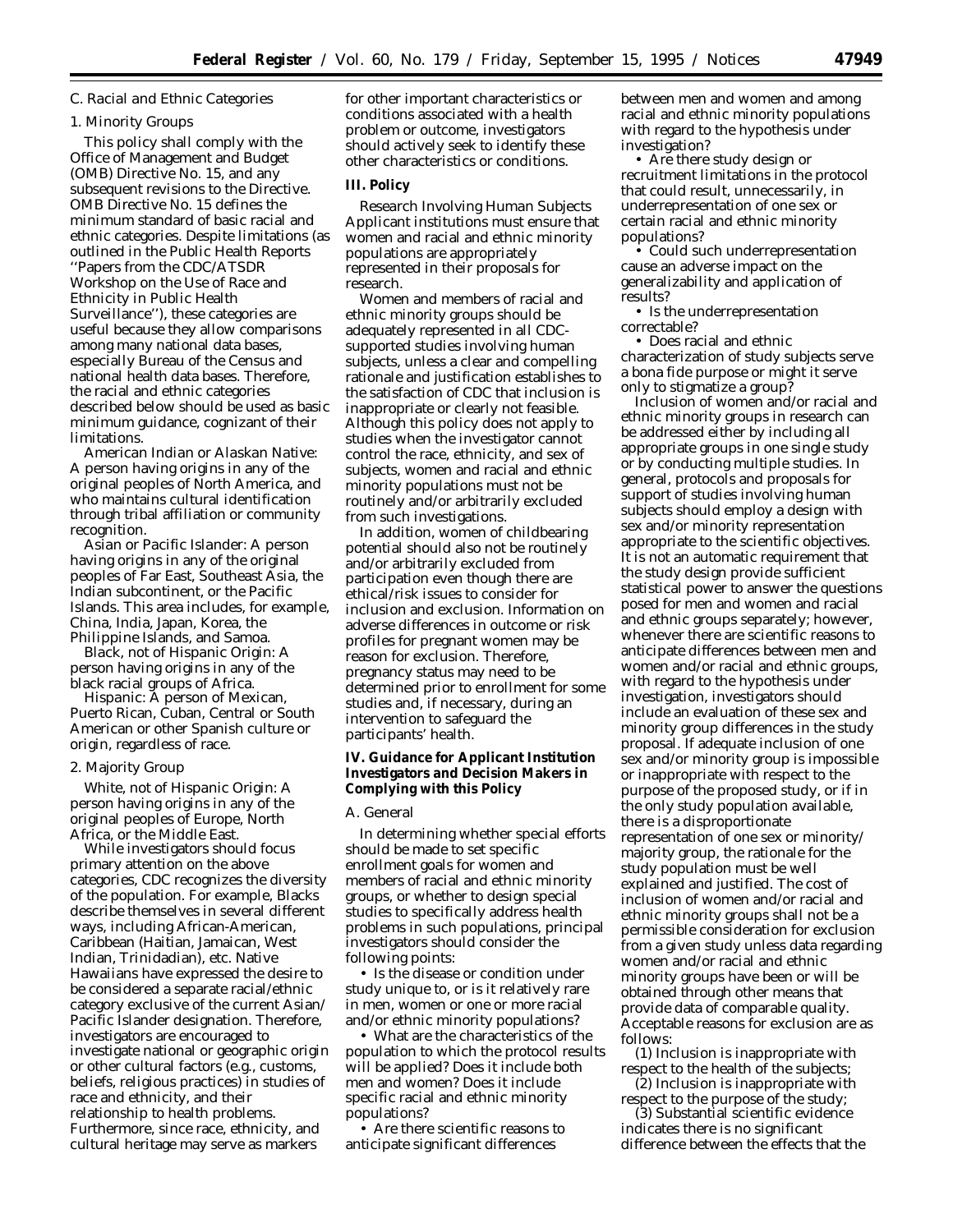C. Racial and Ethnic Categories

1. Minority Groups

This policy shall comply with the Office of Management and Budget (OMB) Directive No. 15, and any subsequent revisions to the Directive. OMB Directive No. 15 defines the minimum standard of basic racial and ethnic categories. Despite limitations (as outlined in the Public Health Reports ''Papers from the CDC/ATSDR Workshop on the Use of Race and Ethnicity in Public Health Surveillance''), these categories are useful because they allow comparisons among many national data bases, especially Bureau of the Census and national health data bases. Therefore, the racial and ethnic categories described below should be used as basic minimum guidance, cognizant of their limitations.

*American Indian or Alaskan Native:* A person having origins in any of the original peoples of North America, and who maintains cultural identification through tribal affiliation or community recognition.

*Asian or Pacific Islander:* A person having origins in any of the original peoples of Far East, Southeast Asia, the Indian subcontinent, or the Pacific Islands. This area includes, for example, China, India, Japan, Korea, the Philippine Islands, and Samoa.

*Black, not of Hispanic Origin:* A person having origins in any of the black racial groups of Africa.

*Hispanic:* A person of Mexican, Puerto Rican, Cuban, Central or South American or other Spanish culture or origin, regardless of race.

2. Majority Group

*White, not of Hispanic Origin:* A person having origins in any of the original peoples of Europe, North Africa, or the Middle East.

While investigators should focus primary attention on the above categories, CDC recognizes the diversity of the population. For example, Blacks describe themselves in several different ways, including African-American, Caribbean (Haitian, Jamaican, West Indian, Trinidadian), etc. Native Hawaiians have expressed the desire to be considered a separate racial/ethnic category exclusive of the current Asian/Pacific Islander designation. Therefore, investigators are encouraged to investigate national or geographic origin or other cultural factors (e.g., customs, beliefs, religious practices) in studies of race and ethnicity, and their relationship to health problems. Furthermore, since race, ethnicity, and cultural heritage may serve as markers for other important characteristics or conditions associated with a health problem or outcome, investigators should actively seek to identify these other characteristics or conditions.

## III. Policy

*Research Involving Human Subjects*

Applicant institutions must ensure that women and racial and ethnic minority populations are appropriately represented in their proposals for research.

Women and members of racial and ethnic minority groups should be adequately represented in all CDC-supported studies involving human subjects, unless a clear and compelling rationale and justification establishes to the satisfaction of CDC that inclusion is inappropriate or clearly not feasible. Although this policy does not apply to studies when the investigator cannot control the race, ethnicity, and sex of subjects, women and racial and ethnic minority populations must not be routinely and/or arbitrarily excluded from such investigations.

In addition, women of childbearing potential should also not be routinely and/or arbitrarily excluded from participation even though there are ethical/risk issues to consider for inclusion and exclusion. Information on adverse differences in outcome or risk profiles for pregnant women may be reason for exclusion. Therefore, pregnancy status may need to be determined prior to enrollment for some studies and, if necessary, during an intervention to safeguard the participants' health.

## IV. Guidance for Applicant Institution Investigators and Decision Makers in Complying with this Policy

A. General

In determining whether special efforts should be made to set specific enrollment goals for women and members of racial and ethnic minority groups, or whether to design special studies to specifically address health problems in such populations, principal investigators should consider the following points:

- Is the disease or condition under study unique to, or is it relatively rare in men, women or one or more racial and/or ethnic minority populations?
- What are the characteristics of the population to which the protocol results will be applied? Does it include both men and women? Does it include specific racial and ethnic minority populations?
- Are there scientific reasons to anticipate significant differences between men and women and among racial and ethnic minority populations with regard to the hypothesis under investigation?
- Are there study design or recruitment limitations in the protocol that could result, unnecessarily, in underrepresentation of one sex or certain racial and ethnic minority populations?
- Could such underrepresentation cause an adverse impact on the generalizability and application of results?
- Is the underrepresentation correctable?
- Does racial and ethnic characterization of study subjects serve a bona fide purpose or might it serve only to stigmatize a group?

Inclusion of women and/or racial and ethnic minority groups in research can be addressed either by including all appropriate groups in one single study or by conducting multiple studies. In general, protocols and proposals for support of studies involving human subjects should employ a design with sex and/or minority representation appropriate to the scientific objectives. It is not an automatic requirement that the study design provide sufficient statistical power to answer the questions posed for men and women and racial and ethnic groups separately; however, whenever there are scientific reasons to anticipate differences between men and women and/or racial and ethnic groups, with regard to the hypothesis under investigation, investigators should include an evaluation of these sex and minority group differences in the study proposal. If adequate inclusion of one sex and/or minority group is impossible or inappropriate with respect to the purpose of the proposed study, or if in the only study population available, there is a disproportionate representation of one sex or minority/majority group, the rationale for the study population must be well explained and justified. The cost of inclusion of women and/or racial and ethnic minority groups shall not be a permissible consideration for exclusion from a given study unless data regarding women and/or racial and ethnic minority groups have been or will be obtained through other means that provide data of comparable quality. Acceptable reasons for exclusion are as follows:

(1) Inclusion is inappropriate with respect to the health of the subjects;

(2) Inclusion is inappropriate with respect to the purpose of the study;

(3) Substantial scientific evidence indicates there is no significant difference between the effects that the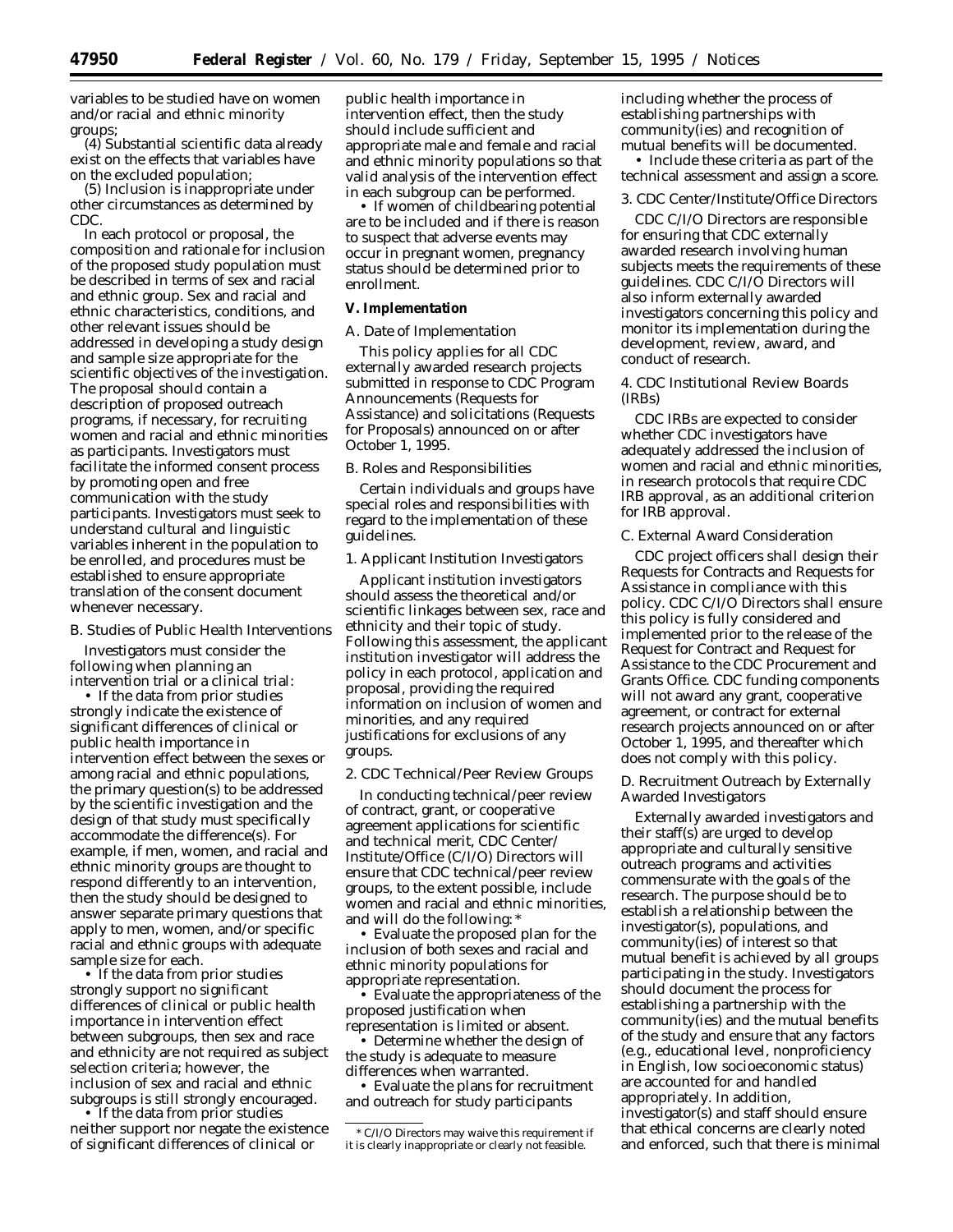variables to be studied have on women and/or racial and ethnic minority groups;

(4) Substantial scientific data already exist on the effects that variables have on the excluded population;

(5) Inclusion is inappropriate under other circumstances as determined by CDC.

In each protocol or proposal, the composition and rationale for inclusion of the proposed study population must be described in terms of sex and racial and ethnic group. Sex and racial and ethnic characteristics, conditions, and other relevant issues should be addressed in developing a study design and sample size appropriate for the scientific objectives of the investigation. The proposal should contain a description of proposed outreach programs, if necessary, for recruiting women and racial and ethnic minorities as participants. Investigators must facilitate the informed consent process by promoting open and free communication with the study participants. Investigators must seek to understand cultural and linguistic variables inherent in the population to be enrolled, and procedures must be established to ensure appropriate translation of the consent document whenever necessary.

*B. Studies of Public Health Interventions*

Investigators must consider the following when planning an intervention trial or a clinical trial:

• If the data from prior studies strongly indicate the existence of significant differences of clinical or public health importance in intervention effect between the sexes or among racial and ethnic populations, the primary question(s) to be addressed by the scientific investigation and the design of that study must specifically accommodate the difference(s). For example, if men, women, and racial and ethnic minority groups are thought to respond differently to an intervention, then the study should be designed to answer separate primary questions that apply to men, women, and/or specific racial and ethnic groups with adequate sample size for each.

• If the data from prior studies strongly support no significant differences of clinical or public health importance in intervention effect between subgroups, then sex and race and ethnicity are not required as subject selection criteria; however, the inclusion of sex and racial and ethnic subgroups is still strongly encouraged.

• If the data from prior studies neither support nor negate the existence of significant differences of clinical or public health importance in intervention effect, then the study should include sufficient and appropriate male and female and racial and ethnic minority populations so that valid analysis of the intervention effect in each subgroup can be performed.

• If women of childbearing potential are to be included and if there is reason to suspect that adverse events may occur in pregnant women, pregnancy status should be determined prior to enrollment.

## V. Implementation

*A. Date of Implementation*

This policy applies for all CDC externally awarded research projects submitted in response to CDC Program Announcements (Requests for Assistance) and solicitations (Requests for Proposals) announced on or after October 1, 1995.

*B. Roles and Responsibilities*

Certain individuals and groups have special roles and responsibilities with regard to the implementation of these guidelines.

*1. Applicant Institution Investigators*

Applicant institution investigators should assess the theoretical and/or scientific linkages between sex, race and ethnicity and their topic of study. Following this assessment, the applicant institution investigator will address the policy in each protocol, application and proposal, providing the required information on inclusion of women and minorities, and any required justifications for exclusions of any groups.

*2. CDC Technical/Peer Review Groups*

In conducting technical/peer review of contract, grant, or cooperative agreement applications for scientific and technical merit, CDC Center/Institute/Office (C/I/O) Directors will ensure that CDC technical/peer review groups, to the extent possible, include women and racial and ethnic minorities, and will do the following: *

• Evaluate the proposed plan for the inclusion of both sexes and racial and ethnic minority populations for appropriate representation.

• Evaluate the appropriateness of the proposed justification when representation is limited or absent.

• Determine whether the design of the study is adequate to measure differences when warranted.

• Evaluate the plans for recruitment and outreach for study participants including whether the process of establishing partnerships with community(ies) and recognition of mutual benefits will be documented.

• Include these criteria as part of the technical assessment and assign a score.

*3. CDC Center/Institute/Office Directors*

CDC C/I/O Directors are responsible for ensuring that CDC externally awarded research involving human subjects meets the requirements of these guidelines. CDC C/I/O Directors will also inform externally awarded investigators concerning this policy and monitor its implementation during the development, review, award, and conduct of research.

*4. CDC Institutional Review Boards (IRBs)*

CDC IRBs are expected to consider whether CDC investigators have adequately addressed the inclusion of women and racial and ethnic minorities, in research protocols that require CDC IRB approval, as an additional criterion for IRB approval.

*C. External Award Consideration*

CDC project officers shall design their Requests for Contracts and Requests for Assistance in compliance with this policy. CDC C/I/O Directors shall ensure this policy is fully considered and implemented prior to the release of the Request for Contract and Request for Assistance to the CDC Procurement and Grants Office. CDC funding components will not award any grant, cooperative agreement, or contract for external research projects announced on or after October 1, 1995, and thereafter which does not comply with this policy.

*D. Recruitment Outreach by Externally Awarded Investigators*

Externally awarded investigators and their staff(s) are urged to develop appropriate and culturally sensitive outreach programs and activities commensurate with the goals of the research. The purpose should be to establish a relationship between the investigator(s), populations, and community(ies) of interest so that mutual benefit is achieved by all groups participating in the study. Investigators should document the process for establishing a partnership with the community(ies) and the mutual benefits of the study and ensure that any factors (e.g., educational level, nonproficiency in English, low socioeconomic status) are accounted for and handled appropriately. In addition, investigator(s) and staff should ensure that ethical concerns are clearly noted and enforced, such that there is minimal

* C/I/O Directors may waive this requirement if it is clearly inappropriate or clearly not feasible.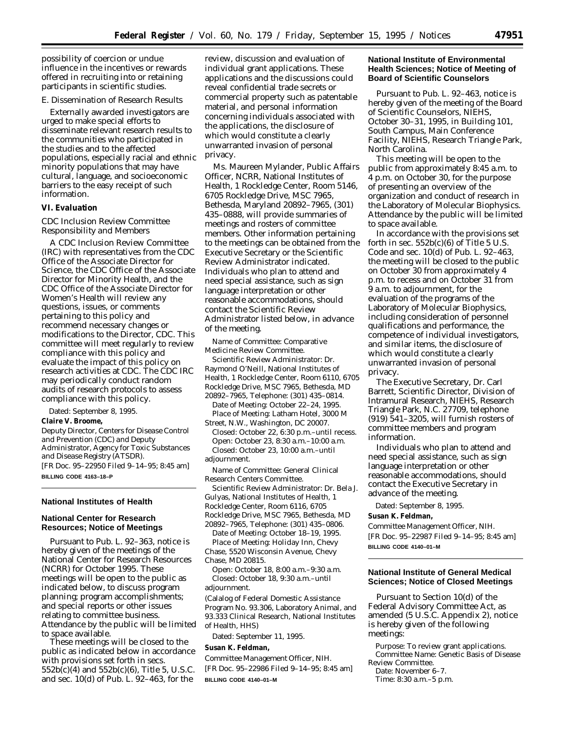possibility of coercion or undue influence in the incentives or rewards offered in recruiting into or retaining participants in scientific studies.

E. Dissemination of Research Results

Externally awarded investigators are urged to make special efforts to disseminate relevant research results to the communities who participated in the studies and to the affected populations, especially racial and ethnic minority populations that may have cultural, language, and socioeconomic barriers to the easy receipt of such information.

### VI. Evaluation

CDC Inclusion Review Committee Responsibility and Members

A CDC Inclusion Review Committee (IRC) with representatives from the CDC Office of the Associate Director for Science, the CDC Office of the Associate Director for Minority Health, and the CDC Office of the Associate Director for Women's Health will review any questions, issues, or comments pertaining to this policy and recommend necessary changes or modifications to the Director, CDC. This committee will meet regularly to review compliance with this policy and evaluate the impact of this policy on research activities at CDC. The CDC IRC may periodically conduct random audits of research protocols to assess compliance with this policy.

Dated: September 8, 1995.

**Claire V. Broome,**

*Deputy Director, Centers for Disease Control and Prevention (CDC) and Deputy Administrator, Agency for Toxic Substances and Disease Registry (ATSDR).*

[FR Doc. 95–22950 Filed 9–14–95; 8:45 am]

**BILLING CODE 4163–18–P**

## National Institutes of Health

## National Center for Research Resources; Notice of Meetings

Pursuant to Pub. L. 92–363, notice is hereby given of the meetings of the National Center for Research Resources (NCRR) for October 1995. These meetings will be open to the public as indicated below, to discuss program planning; program accomplishments; and special reports or other issues relating to committee business. Attendance by the public will be limited to space available.

These meetings will be closed to the public as indicated below in accordance with provisions set forth in secs. 552b(c)(4) and 552b(c)(6), Title 5, U.S.C. and sec. 10(d) of Pub. L. 92–463, for the review, discussion and evaluation of individual grant applications. These applications and the discussions could reveal confidential trade secrets or commercial property such as patentable material, and personal information concerning individuals associated with the applications, the disclosure of which would constitute a clearly unwarranted invasion of personal privacy.

Ms. Maureen Mylander, Public Affairs Officer, NCRR, National Institutes of Health, 1 Rockledge Center, Room 5146, 6705 Rockledge Drive, MSC 7965, Bethesda, Maryland 20892–7965, (301) 435–0888, will provide summaries of meetings and rosters of committee members. Other information pertaining to the meetings can be obtained from the Executive Secretary or the Scientific Review Administrator indicated. Individuals who plan to attend and need special assistance, such as sign language interpretation or other reasonable accommodations, should contact the Scientific Review Administrator listed below, in advance of the meeting.

*Name of Committee:* Comparative Medicine Review Committee.

*Scientific Review Administrator:* Dr. Raymond O'Neill, National Institutes of Health, 1 Rockledge Center, Room 6110, 6705 Rockledge Drive, MSC 7965, Bethesda, MD 20892–7965, Telephone: (301) 435–0814.

*Date of Meeting:* October 22–24, 1995.

*Place of Meeting:* Latham Hotel, 3000 M Street, N.W., Washington, DC 20007.

*Closed:* October 22, 6:30 p.m.–until recess.

*Open:* October 23, 8:30 a.m.–10:00 a.m.

*Closed:* October 23, 10:00 a.m.–until adjournment.

*Name of Committee:* General Clinical Research Centers Committee.

*Scientific Review Administrator:* Dr. Bela J. Gulyas, National Institutes of Health, 1 Rockledge Center, Room 6116, 6705 Rockledge Drive, MSC 7965, Bethesda, MD 20892–7965, Telephone: (301) 435–0806.

*Date of Meeting:* October 18–19, 1995.

*Place of Meeting:* Holiday Inn, Chevy Chase, 5520 Wisconsin Avenue, Chevy Chase, MD 20815.

*Open:* October 18, 8:00 a.m.–9:30 a.m.

*Closed:* October 18, 9:30 a.m.–until adjournment.

(Calalog of Federal Domestic Assistance Program No. 93.306, Laboratory Animal, and 93.333 Clinical Research, National Institutes of Health, HHS)

Dated: September 11, 1995.

**Susan K. Feldman,**

*Committee Management Officer, NIH.*

[FR Doc. 95–22986 Filed 9–14–95; 8:45 am]

**BILLING CODE 4140–01–M**

## National Institute of Environmental Health Sciences; Notice of Meeting of Board of Scientific Counselors

Pursuant to Pub. L. 92–463, notice is hereby given of the meeting of the Board of Scientific Counselors, NIEHS, October 30–31, 1995, in Building 101, South Campus, Main Conference Facility, NIEHS, Research Triangle Park, North Carolina.

This meeting will be open to the public from approximately 8:45 a.m. to 4 p.m. on October 30, for the purpose of presenting an overview of the organization and conduct of research in the Laboratory of Molecular Biophysics. Attendance by the public will be limited to space available.

In accordance with the provisions set forth in sec. 552b(c)(6) of Title 5 U.S. Code and sec. 10(d) of Pub. L. 92–463, the meeting will be closed to the public on October 30 from approximately 4 p.m. to recess and on October 31 from 9 a.m. to adjournment, for the evaluation of the programs of the Laboratory of Molecular Biophysics, including consideration of personnel qualifications and performance, the competence of individual investigators, and similar items, the disclosure of which would constitute a clearly unwarranted invasion of personal privacy.

The Executive Secretary, Dr. Carl Barrett, Scientific Director, Division of Intramural Research, NIEHS, Research Triangle Park, N.C. 27709, telephone (919) 541–3205, will furnish rosters of committee members and program information.

Individuals who plan to attend and need special assistance, such as sign language interpretation or other reasonable accommodations, should contact the Executive Secretary in advance of the meeting.

Dated: September 8, 1995.

**Susan K. Feldman,**

*Committee Management Officer, NIH.*

[FR Doc. 95–22987 Filed 9–14–95; 8:45 am]

**BILLING CODE 4140–01–M**

## National Institute of General Medical Sciences; Notice of Closed Meetings

Pursuant to Section 10(d) of the Federal Advisory Committee Act, as amended (5 U.S.C. Appendix 2), notice is hereby given of the following meetings:

*Purpose:* To review grant applications.

*Committee Name:* Genetic Basis of Disease Review Committee.

*Date:* November 6–7.

*Time:* 8:30 a.m.–5 p.m.